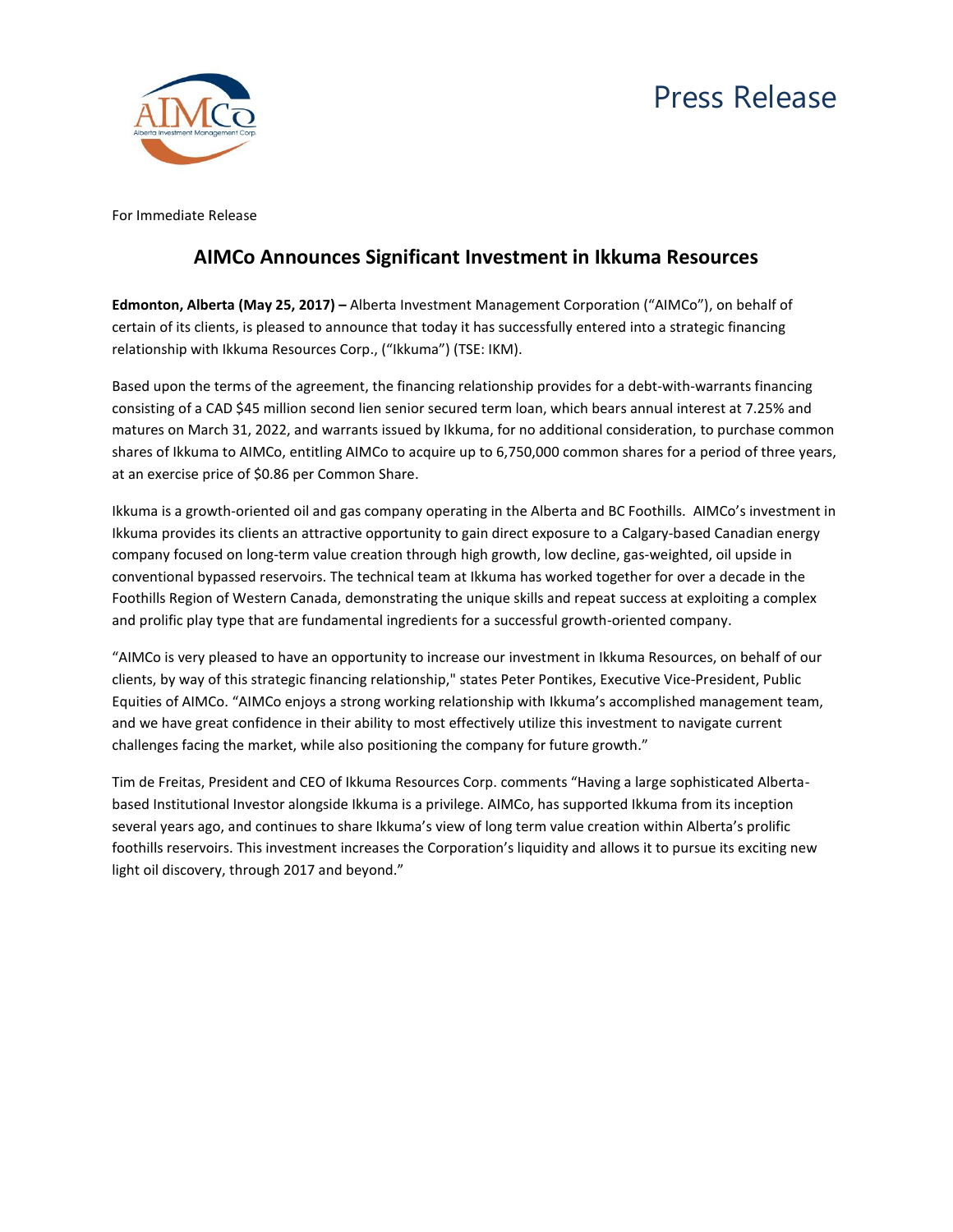Press Release

For Immediate Release

## AIMCo Announces Significant Investment in Ikkuma Resources

**Edmonton, Alberta (May 25, 2017) –** Alberta Investment Management Corporation ("AIMCo"), on behalf of certain of its clients, is pleased to announce that today it has successfully entered into a strategic financing relationship with Ikkuma Resources Corp., ("Ikkuma") (TSE: IKM).

Based upon the terms of the agreement, the financing relationship provides for a debt-with-warrants financing consisting of a CAD $45 million second lien senior secured term loan, which bears annual interest at 7.25% and matures on March 31, 2022, and warrants issued by Ikkuma, for no additional consideration, to purchase common shares of Ikkuma to AIMCo, entitling AIMCo to acquire up to 6,750,000 common shares for a period of three years, at an exercise price of $0.86 per Common Share.

Ikkuma is a growth-oriented oil and gas company operating in the Alberta and BC Foothills. AIMCo's investment in Ikkuma provides its clients an attractive opportunity to gain direct exposure to a Calgary-based Canadian energy company focused on long-term value creation through high growth, low decline, gas-weighted, oil upside in conventional bypassed reservoirs. The technical team at Ikkuma has worked together for over a decade in the Foothills Region of Western Canada, demonstrating the unique skills and repeat success at exploiting a complex and prolific play type that are fundamental ingredients for a successful growth-oriented company.

"AIMCo is very pleased to have an opportunity to increase our investment in Ikkuma Resources, on behalf of our clients, by way of this strategic financing relationship," states Peter Pontikes, Executive Vice-President, Public Equities of AIMCo. "AIMCo enjoys a strong working relationship with Ikkuma's accomplished management team, and we have great confidence in their ability to most effectively utilize this investment to navigate current challenges facing the market, while also positioning the company for future growth."

Tim de Freitas, President and CEO of Ikkuma Resources Corp. comments "Having a large sophisticated Alberta-based Institutional Investor alongside Ikkuma is a privilege. AIMCo, has supported Ikkuma from its inception several years ago, and continues to share Ikkuma's view of long term value creation within Alberta's prolific foothills reservoirs. This investment increases the Corporation's liquidity and allows it to pursue its exciting new light oil discovery, through 2017 and beyond."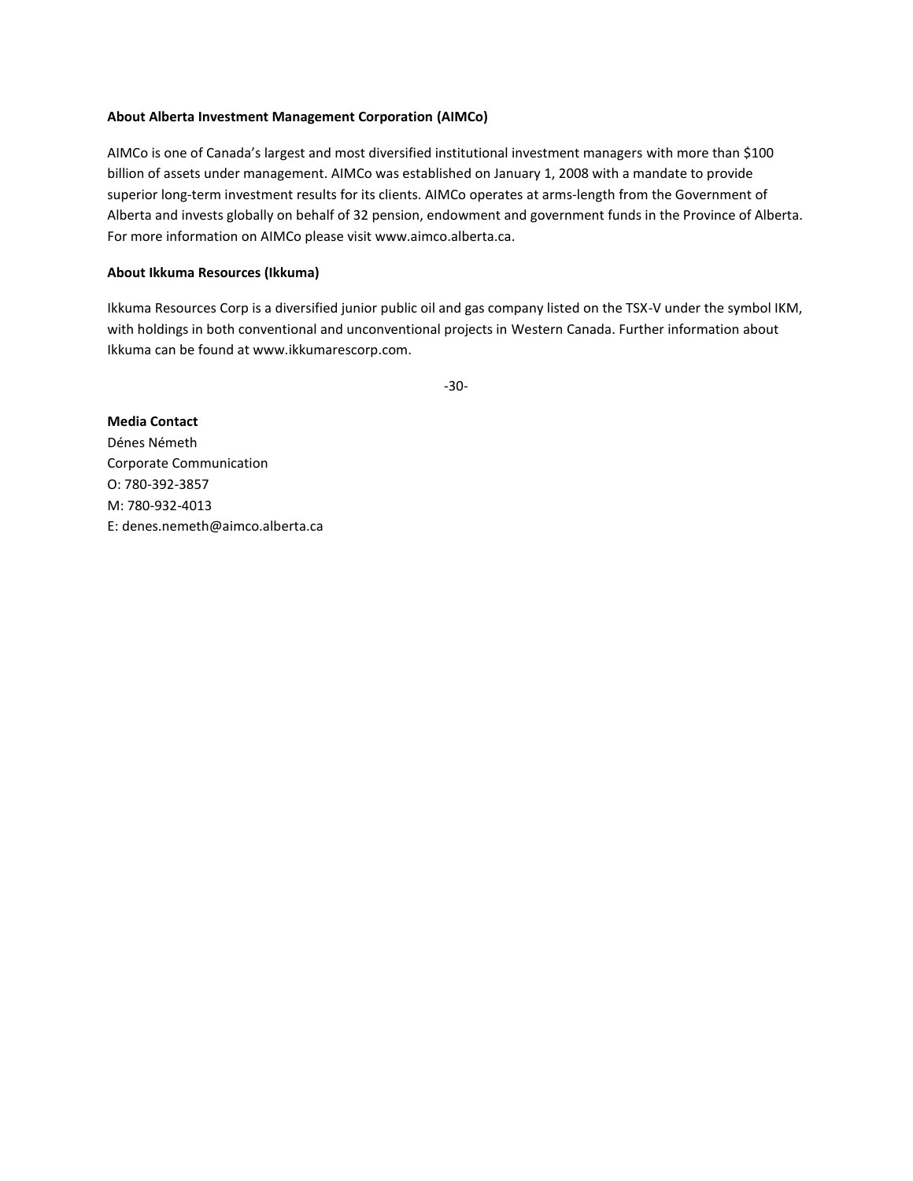**About Alberta Investment Management Corporation (AIMCo)**

AIMCo is one of Canada's largest and most diversified institutional investment managers with more than $100 billion of assets under management. AIMCo was established on January 1, 2008 with a mandate to provide superior long-term investment results for its clients. AIMCo operates at arms-length from the Government of Alberta and invests globally on behalf of 32 pension, endowment and government funds in the Province of Alberta. For more information on AIMCo please visit www.aimco.alberta.ca.

**About Ikkuma Resources (Ikkuma)**

Ikkuma Resources Corp is a diversified junior public oil and gas company listed on the TSX-V under the symbol IKM, with holdings in both conventional and unconventional projects in Western Canada. Further information about Ikkuma can be found at www.ikkumarescorp.com.

-30-

**Media Contact**
Dénes Németh
Corporate Communication
O: 780-392-3857
M: 780-932-4013
E: denes.nemeth@aimco.alberta.ca